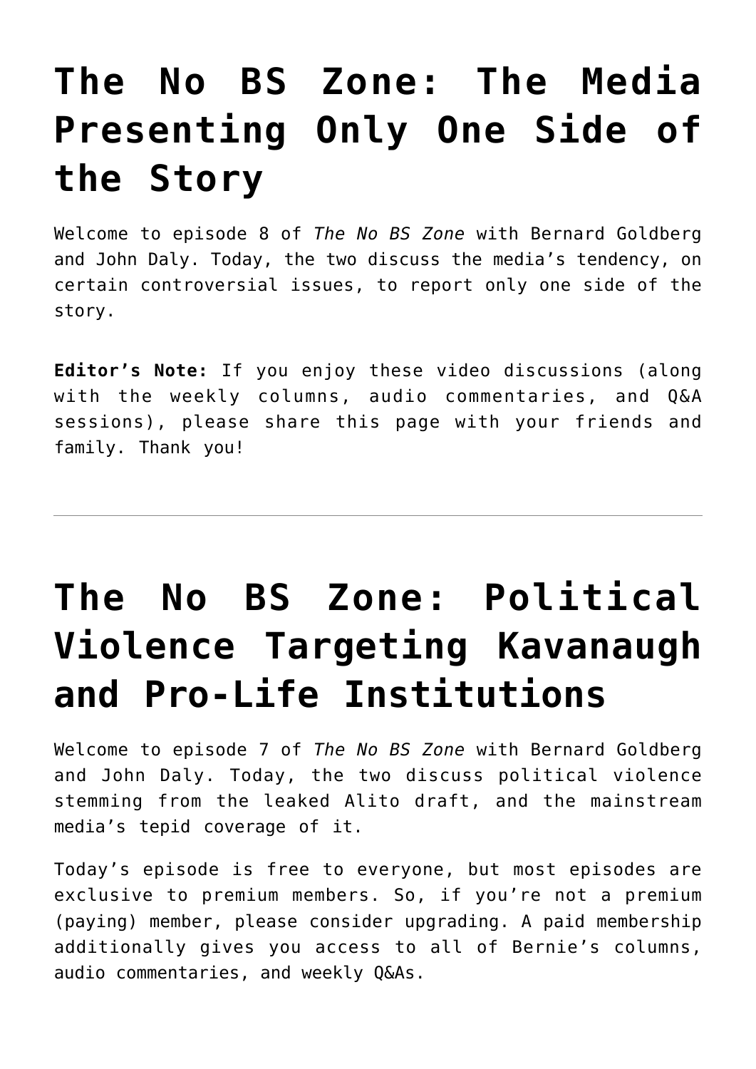# The No BS Zone: The Media Presenting Only One Side of the Story

Welcome to episode 8 of *The No BS Zone* with Bernard Goldberg and John Daly. Today, the two discuss the media's tendency, on certain controversial issues, to report only one side of the story.

**Editor's Note:** If you enjoy these video discussions (along with the weekly columns, audio commentaries, and Q&A sessions), please share this page with your friends and family. Thank you!

---

# The No BS Zone: Political Violence Targeting Kavanaugh and Pro-Life Institutions

Welcome to episode 7 of *The No BS Zone* with Bernard Goldberg and John Daly. Today, the two discuss political violence stemming from the leaked Alito draft, and the mainstream media's tepid coverage of it.

Today's episode is free to everyone, but most episodes are exclusive to premium members. So, if you're not a premium (paying) member, please consider upgrading. A paid membership additionally gives you access to all of Bernie's columns, audio commentaries, and weekly Q&As.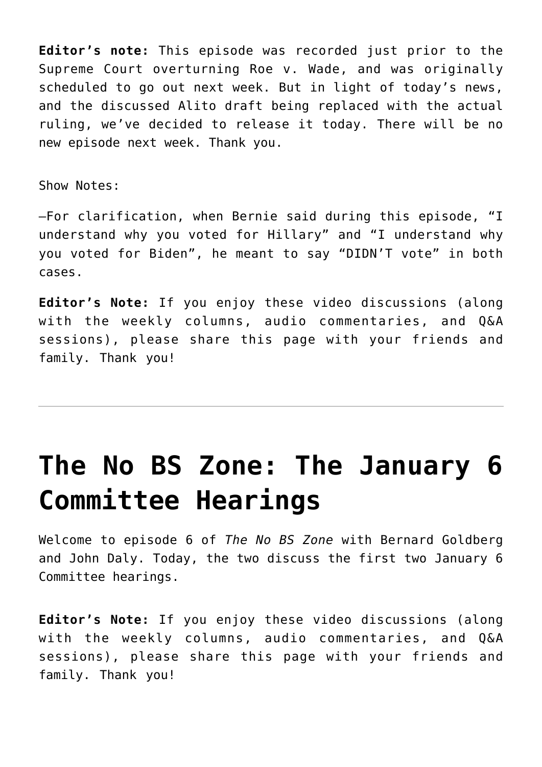**Editor's note:** This episode was recorded just prior to the Supreme Court overturning Roe v. Wade, and was originally scheduled to go out next week. But in light of today's news, and the discussed Alito draft being replaced with the actual ruling, we've decided to release it today. There will be no new episode next week. Thank you.

Show Notes:

—For clarification, when Bernie said during this episode, "I understand why you voted for Hillary" and "I understand why you voted for Biden", he meant to say "DIDN'T vote" in both cases.

**Editor's Note:** If you enjoy these video discussions (along with the weekly columns, audio commentaries, and Q&A sessions), please share this page with your friends and family. Thank you!

---

# The No BS Zone: The January 6 Committee Hearings

Welcome to episode 6 of *The No BS Zone* with Bernard Goldberg and John Daly. Today, the two discuss the first two January 6 Committee hearings.

**Editor's Note:** If you enjoy these video discussions (along with the weekly columns, audio commentaries, and Q&A sessions), please share this page with your friends and family. Thank you!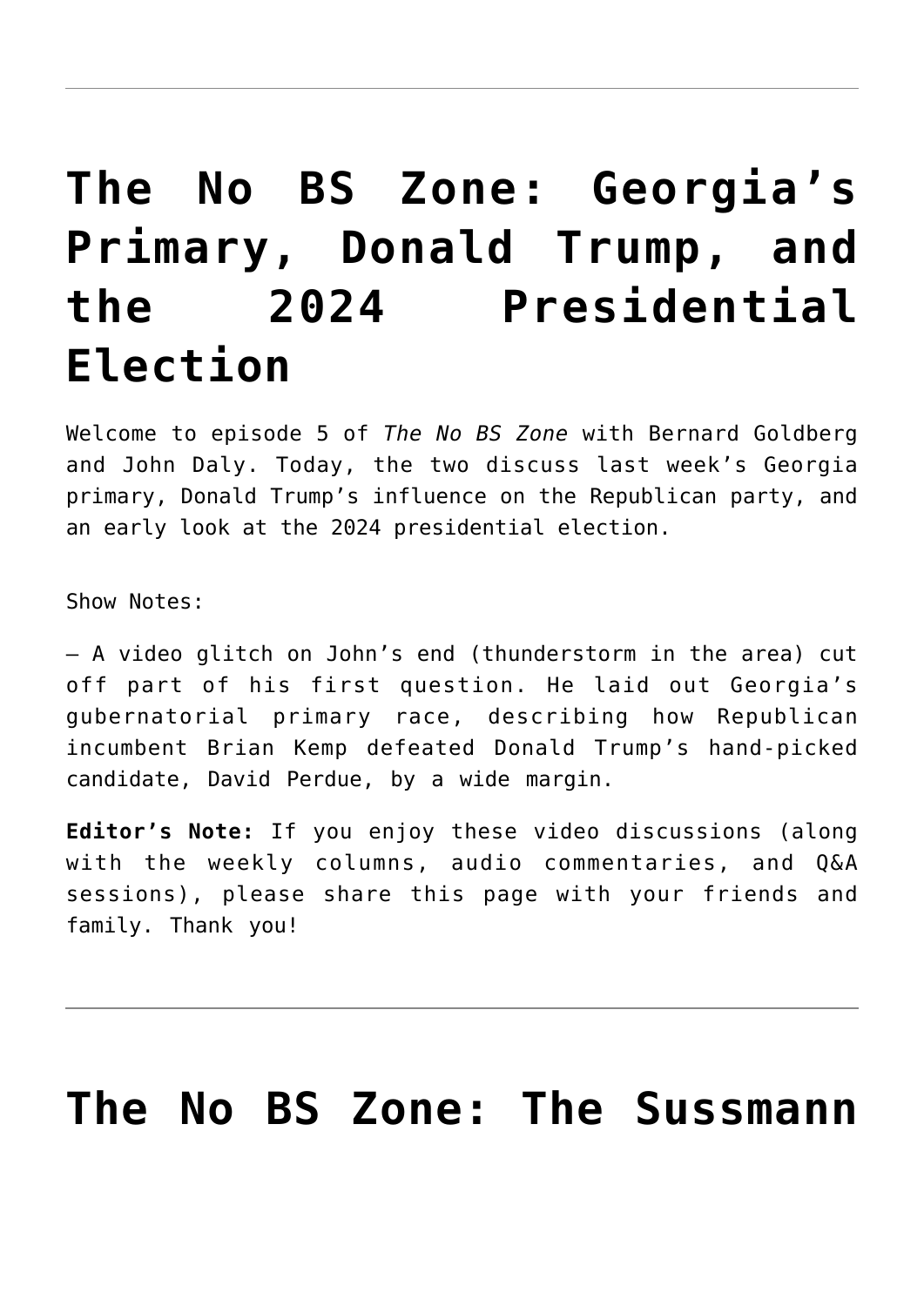---

# The No BS Zone: Georgia's Primary, Donald Trump, and the 2024 Presidential Election

Welcome to episode 5 of *The No BS Zone* with Bernard Goldberg and John Daly. Today, the two discuss last week's Georgia primary, Donald Trump's influence on the Republican party, and an early look at the 2024 presidential election.

Show Notes:

– A video glitch on John's end (thunderstorm in the area) cut off part of his first question. He laid out Georgia's gubernatorial primary race, describing how Republican incumbent Brian Kemp defeated Donald Trump's hand-picked candidate, David Perdue, by a wide margin.

**Editor's Note:** If you enjoy these video discussions (along with the weekly columns, audio commentaries, and Q&A sessions), please share this page with your friends and family. Thank you!

---

# The No BS Zone: The Sussmann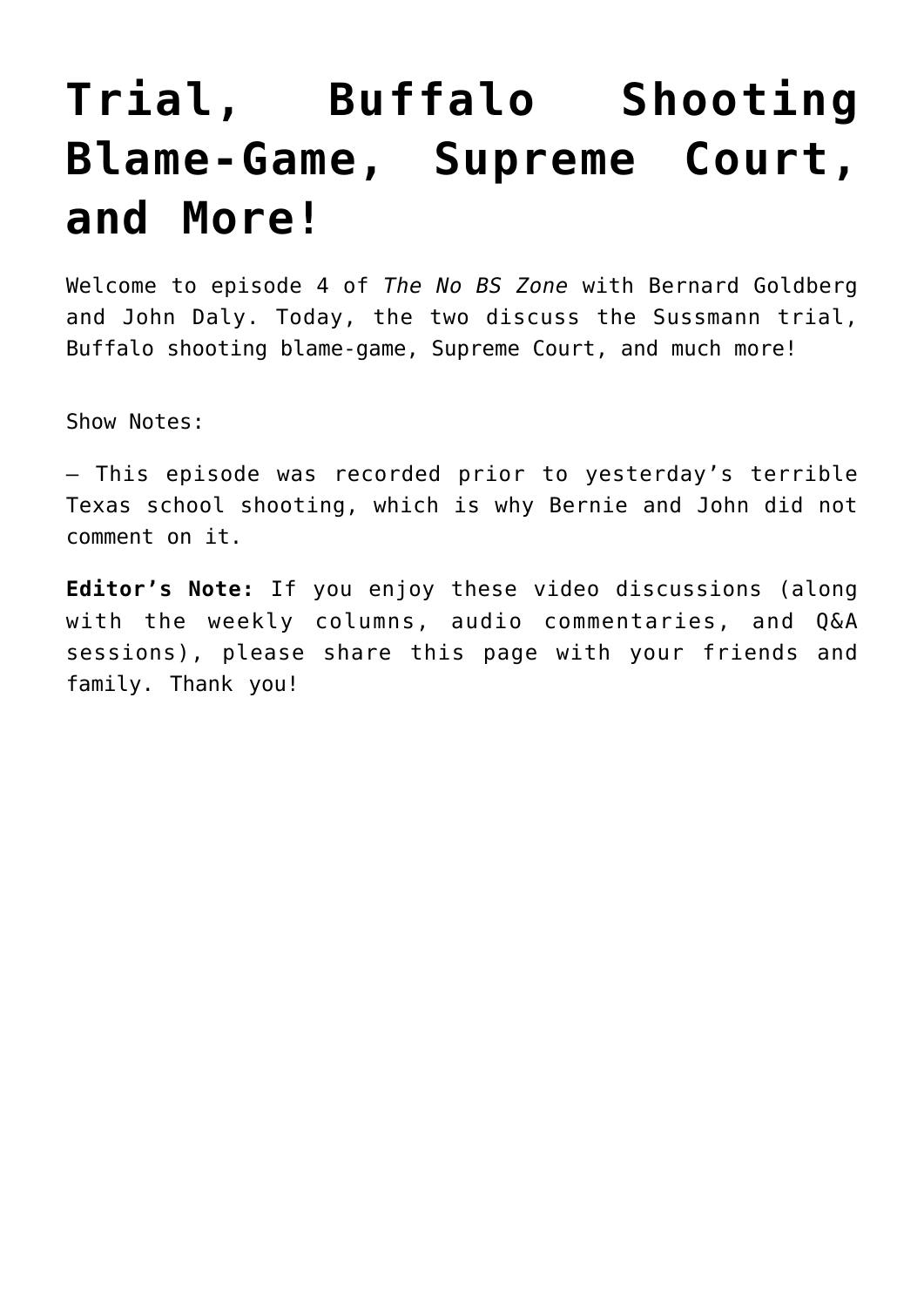# Trial, Buffalo Shooting Blame-Game, Supreme Court, and More!

Welcome to episode 4 of *The No BS Zone* with Bernard Goldberg and John Daly. Today, the two discuss the Sussmann trial, Buffalo shooting blame-game, Supreme Court, and much more!

Show Notes:

– This episode was recorded prior to yesterday's terrible Texas school shooting, which is why Bernie and John did not comment on it.

**Editor's Note:** If you enjoy these video discussions (along with the weekly columns, audio commentaries, and Q&A sessions), please share this page with your friends and family. Thank you!